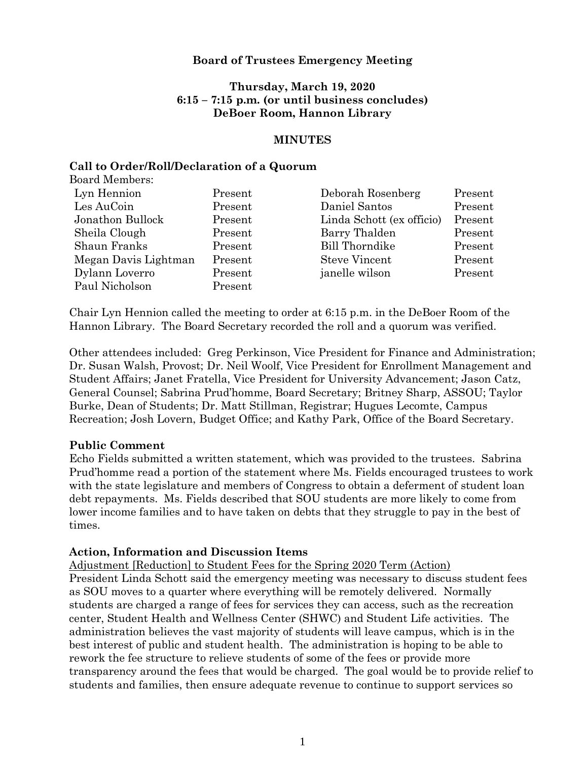**Board of Trustees Emergency Meeting**

**Thursday, March 19, 2020**
**6:15 – 7:15 p.m. (or until business concludes)**
**DeBoer Room, Hannon Library**

**MINUTES**

**Call to Order/Roll/Declaration of a Quorum**

Board Members:

| | | | |
|---|---|---|---|
| Lyn Hennion | Present | Deborah Rosenberg | Present |
| Les AuCoin | Present | Daniel Santos | Present |
| Jonathon Bullock | Present | Linda Schott (ex officio) | Present |
| Sheila Clough | Present | Barry Thalden | Present |
| Shaun Franks | Present | Bill Thorndike | Present |
| Megan Davis Lightman | Present | Steve Vincent | Present |
| Dylann Loverro | Present | janelle wilson | Present |
| Paul Nicholson | Present | | |

Chair Lyn Hennion called the meeting to order at 6:15 p.m. in the DeBoer Room of the Hannon Library. The Board Secretary recorded the roll and a quorum was verified.

Other attendees included: Greg Perkinson, Vice President for Finance and Administration; Dr. Susan Walsh, Provost; Dr. Neil Woolf, Vice President for Enrollment Management and Student Affairs; Janet Fratella, Vice President for University Advancement; Jason Catz, General Counsel; Sabrina Prud'homme, Board Secretary; Britney Sharp, ASSOU; Taylor Burke, Dean of Students; Dr. Matt Stillman, Registrar; Hugues Lecomte, Campus Recreation; Josh Lovern, Budget Office; and Kathy Park, Office of the Board Secretary.

**Public Comment**

Echo Fields submitted a written statement, which was provided to the trustees. Sabrina Prud'homme read a portion of the statement where Ms. Fields encouraged trustees to work with the state legislature and members of Congress to obtain a deferment of student loan debt repayments. Ms. Fields described that SOU students are more likely to come from lower income families and to have taken on debts that they struggle to pay in the best of times.

**Action, Information and Discussion Items**

Adjustment [Reduction] to Student Fees for the Spring 2020 Term (Action)

President Linda Schott said the emergency meeting was necessary to discuss student fees as SOU moves to a quarter where everything will be remotely delivered. Normally students are charged a range of fees for services they can access, such as the recreation center, Student Health and Wellness Center (SHWC) and Student Life activities. The administration believes the vast majority of students will leave campus, which is in the best interest of public and student health. The administration is hoping to be able to rework the fee structure to relieve students of some of the fees or provide more transparency around the fees that would be charged. The goal would be to provide relief to students and families, then ensure adequate revenue to continue to support services so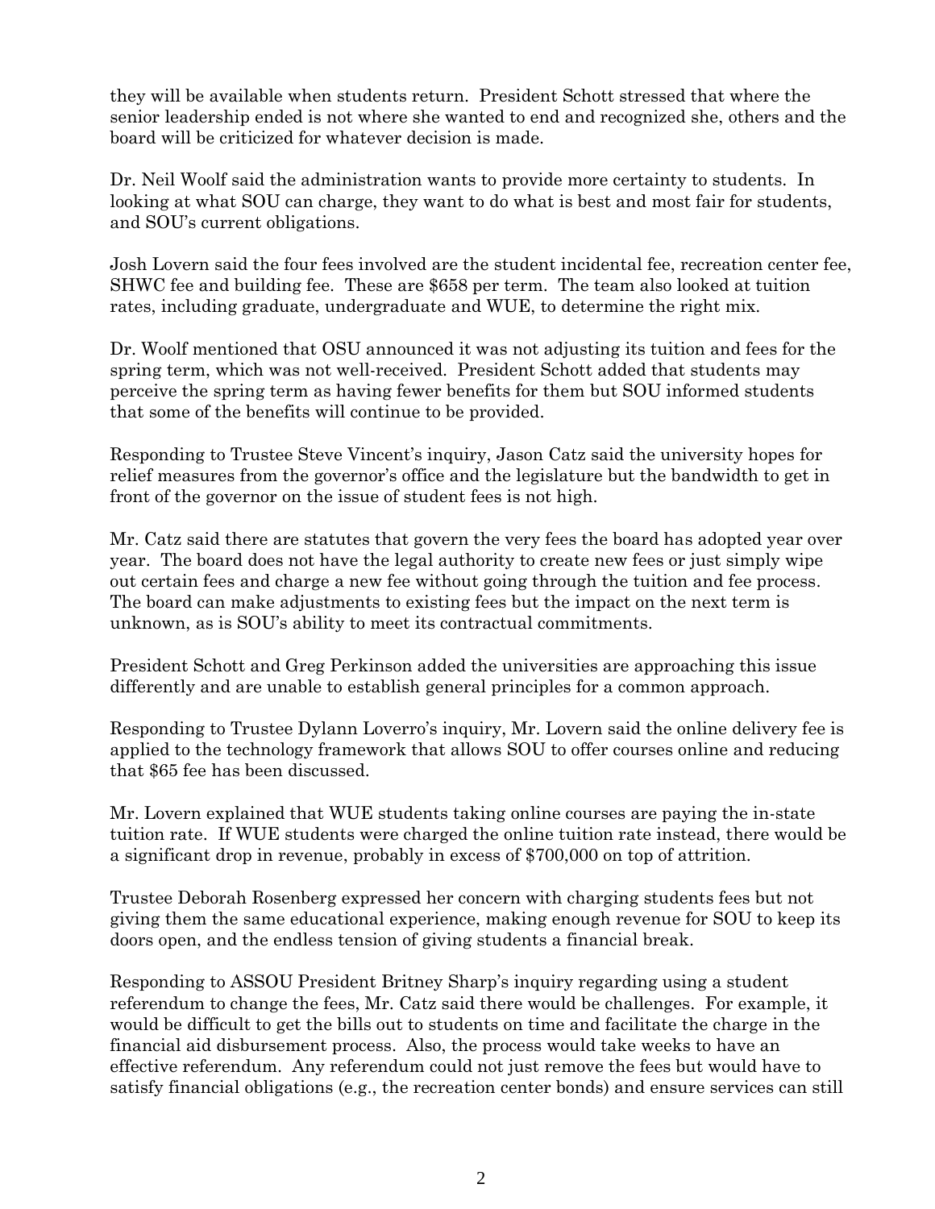they will be available when students return. President Schott stressed that where the senior leadership ended is not where she wanted to end and recognized she, others and the board will be criticized for whatever decision is made.

Dr. Neil Woolf said the administration wants to provide more certainty to students. In looking at what SOU can charge, they want to do what is best and most fair for students, and SOU's current obligations.

Josh Lovern said the four fees involved are the student incidental fee, recreation center fee, SHWC fee and building fee. These are $658 per term. The team also looked at tuition rates, including graduate, undergraduate and WUE, to determine the right mix.

Dr. Woolf mentioned that OSU announced it was not adjusting its tuition and fees for the spring term, which was not well-received. President Schott added that students may perceive the spring term as having fewer benefits for them but SOU informed students that some of the benefits will continue to be provided.

Responding to Trustee Steve Vincent's inquiry, Jason Catz said the university hopes for relief measures from the governor's office and the legislature but the bandwidth to get in front of the governor on the issue of student fees is not high.

Mr. Catz said there are statutes that govern the very fees the board has adopted year over year. The board does not have the legal authority to create new fees or just simply wipe out certain fees and charge a new fee without going through the tuition and fee process. The board can make adjustments to existing fees but the impact on the next term is unknown, as is SOU's ability to meet its contractual commitments.

President Schott and Greg Perkinson added the universities are approaching this issue differently and are unable to establish general principles for a common approach.

Responding to Trustee Dylann Loverro's inquiry, Mr. Lovern said the online delivery fee is applied to the technology framework that allows SOU to offer courses online and reducing that $65 fee has been discussed.

Mr. Lovern explained that WUE students taking online courses are paying the in-state tuition rate. If WUE students were charged the online tuition rate instead, there would be a significant drop in revenue, probably in excess of $700,000 on top of attrition.

Trustee Deborah Rosenberg expressed her concern with charging students fees but not giving them the same educational experience, making enough revenue for SOU to keep its doors open, and the endless tension of giving students a financial break.

Responding to ASSOU President Britney Sharp's inquiry regarding using a student referendum to change the fees, Mr. Catz said there would be challenges. For example, it would be difficult to get the bills out to students on time and facilitate the charge in the financial aid disbursement process. Also, the process would take weeks to have an effective referendum. Any referendum could not just remove the fees but would have to satisfy financial obligations (e.g., the recreation center bonds) and ensure services can still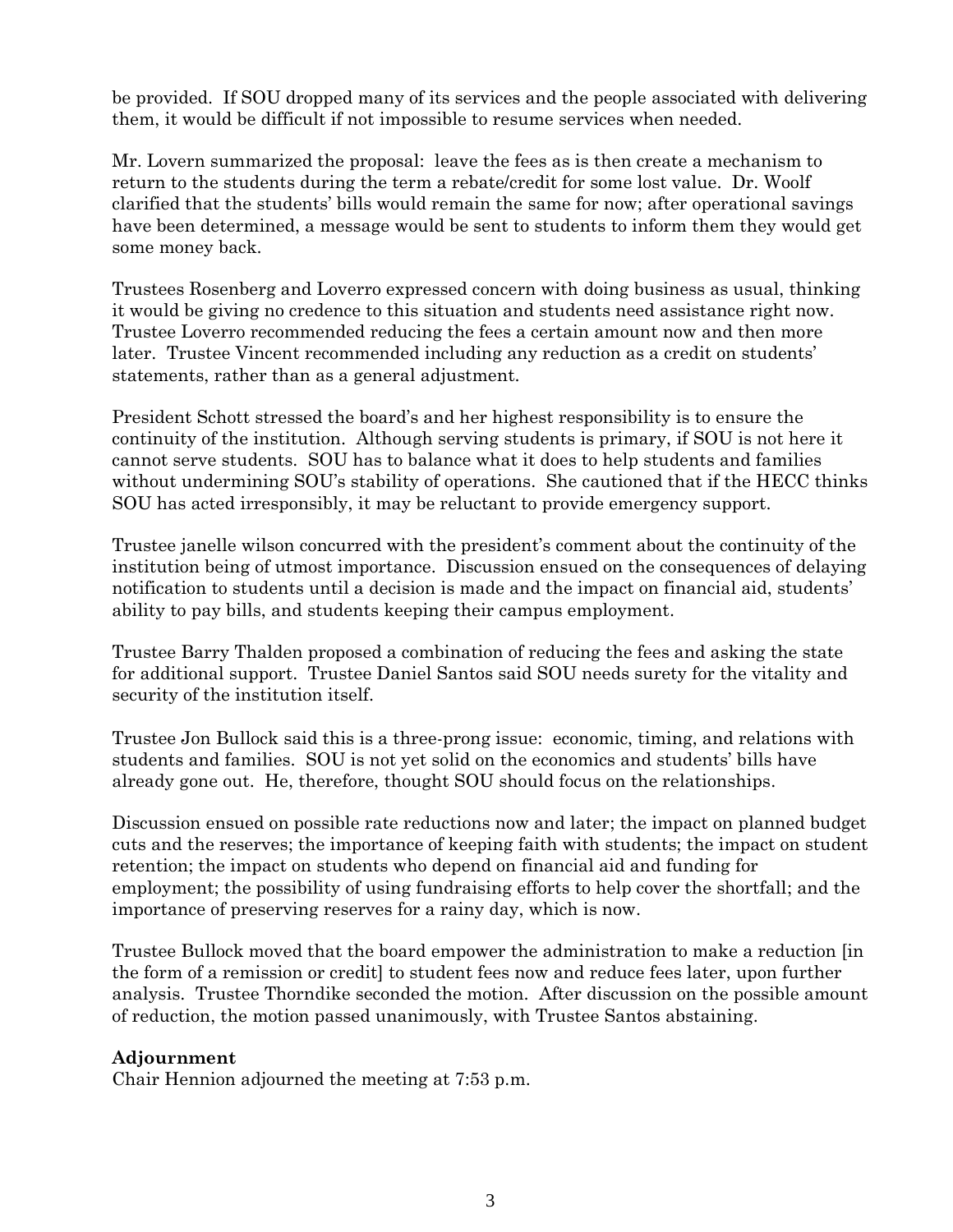be provided. If SOU dropped many of its services and the people associated with delivering them, it would be difficult if not impossible to resume services when needed.

Mr. Lovern summarized the proposal: leave the fees as is then create a mechanism to return to the students during the term a rebate/credit for some lost value. Dr. Woolf clarified that the students' bills would remain the same for now; after operational savings have been determined, a message would be sent to students to inform them they would get some money back.

Trustees Rosenberg and Loverro expressed concern with doing business as usual, thinking it would be giving no credence to this situation and students need assistance right now. Trustee Loverro recommended reducing the fees a certain amount now and then more later. Trustee Vincent recommended including any reduction as a credit on students' statements, rather than as a general adjustment.

President Schott stressed the board's and her highest responsibility is to ensure the continuity of the institution. Although serving students is primary, if SOU is not here it cannot serve students. SOU has to balance what it does to help students and families without undermining SOU's stability of operations. She cautioned that if the HECC thinks SOU has acted irresponsibly, it may be reluctant to provide emergency support.

Trustee janelle wilson concurred with the president's comment about the continuity of the institution being of utmost importance. Discussion ensued on the consequences of delaying notification to students until a decision is made and the impact on financial aid, students' ability to pay bills, and students keeping their campus employment.

Trustee Barry Thalden proposed a combination of reducing the fees and asking the state for additional support. Trustee Daniel Santos said SOU needs surety for the vitality and security of the institution itself.

Trustee Jon Bullock said this is a three-prong issue: economic, timing, and relations with students and families. SOU is not yet solid on the economics and students' bills have already gone out. He, therefore, thought SOU should focus on the relationships.

Discussion ensued on possible rate reductions now and later; the impact on planned budget cuts and the reserves; the importance of keeping faith with students; the impact on student retention; the impact on students who depend on financial aid and funding for employment; the possibility of using fundraising efforts to help cover the shortfall; and the importance of preserving reserves for a rainy day, which is now.

Trustee Bullock moved that the board empower the administration to make a reduction [in the form of a remission or credit] to student fees now and reduce fees later, upon further analysis. Trustee Thorndike seconded the motion. After discussion on the possible amount of reduction, the motion passed unanimously, with Trustee Santos abstaining.

**Adjournment**

Chair Hennion adjourned the meeting at 7:53 p.m.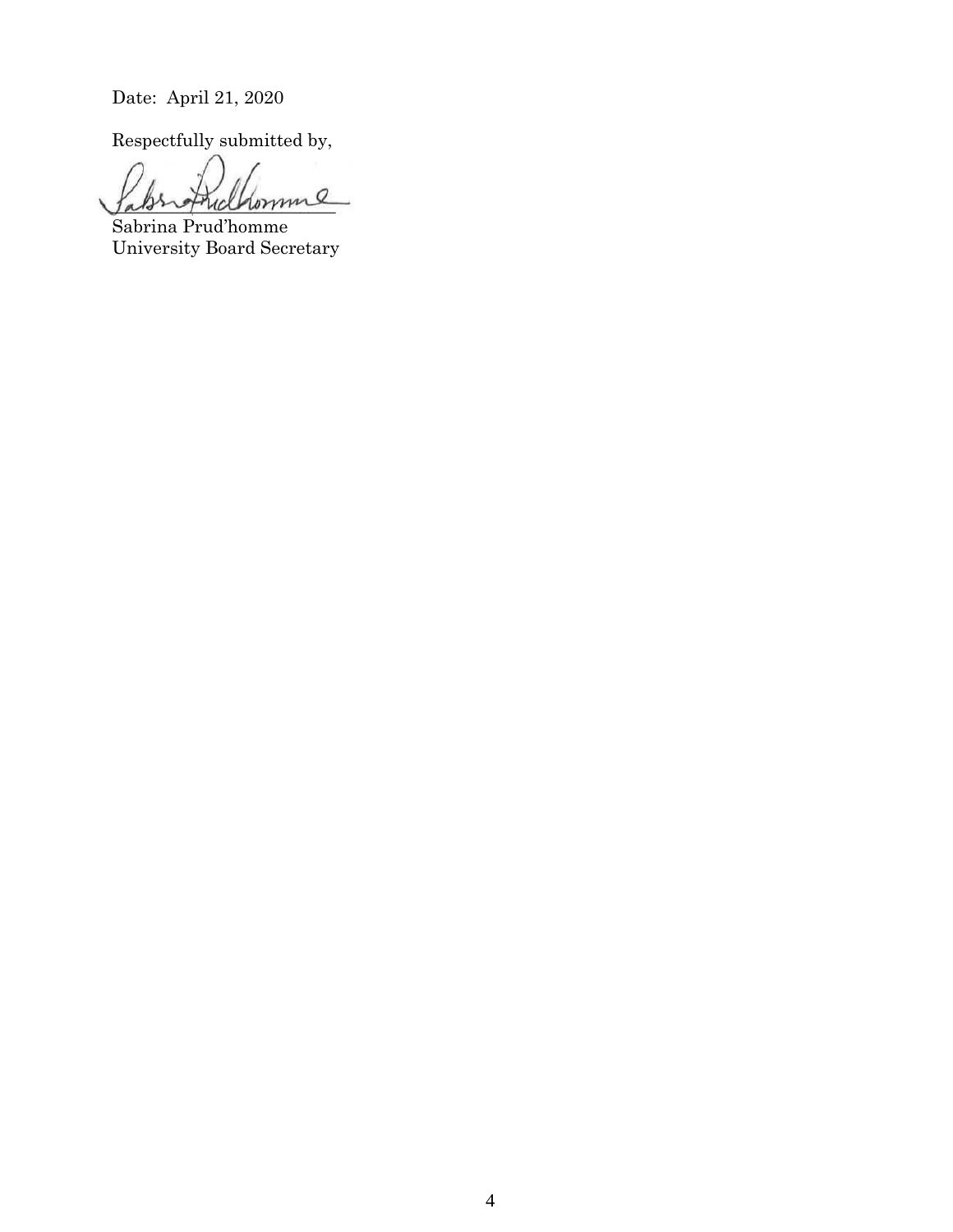Date: April 21, 2020

Respectfully submitted by,

Sabrina Prud'homme
University Board Secretary